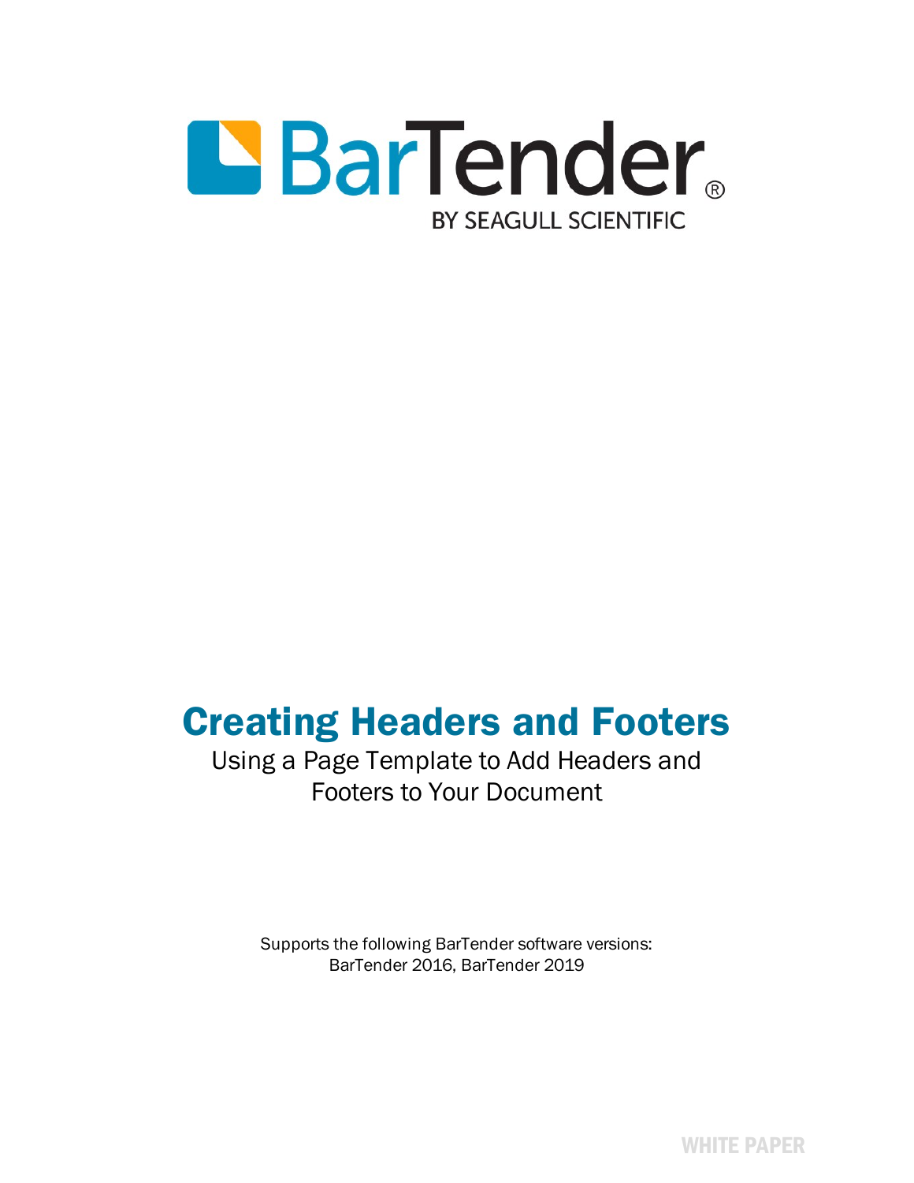BarTender®

BY SEAGULL SCIENTIFIC

# Creating Headers and Footers

Using a Page Template to Add Headers and Footers to Your Document

Supports the following BarTender software versions:
BarTender 2016, BarTender 2019

WHITE PAPER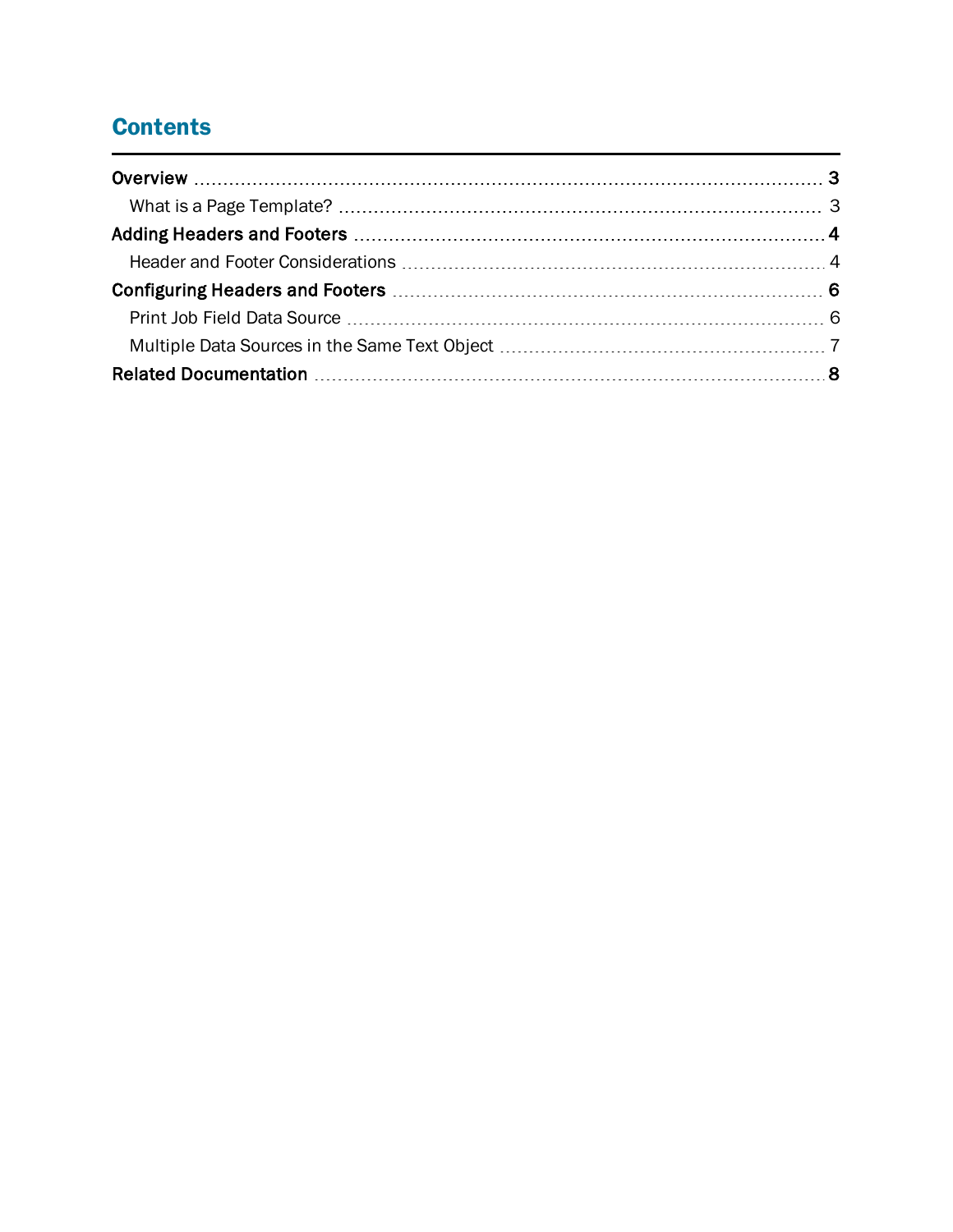# Contents

- **Overview** ..... **3**
  - What is a Page Template? ..... 3
- **Adding Headers and Footers** ..... **4**
  - Header and Footer Considerations ..... 4
- **Configuring Headers and Footers** ..... **6**
  - Print Job Field Data Source ..... 6
  - Multiple Data Sources in the Same Text Object ..... 7
- **Related Documentation** ..... **8**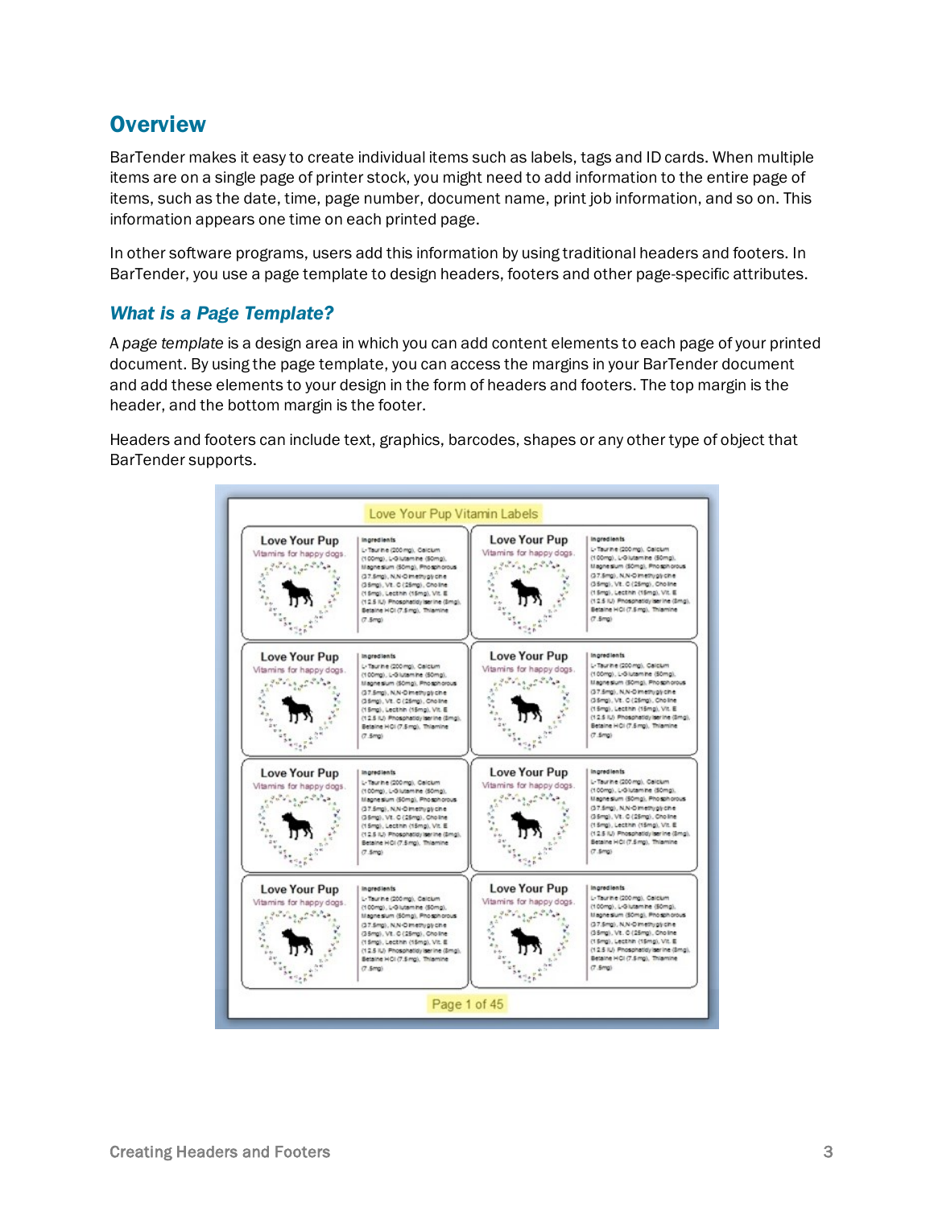# Overview

BarTender makes it easy to create individual items such as labels, tags and ID cards. When multiple items are on a single page of printer stock, you might need to add information to the entire page of items, such as the date, time, page number, document name, print job information, and so on. This information appears one time on each printed page.

In other software programs, users add this information by using traditional headers and footers. In BarTender, you use a page template to design headers, footers and other page-specific attributes.

## *What is a Page Template?*

A *page template* is a design area in which you can add content elements to each page of your printed document. By using the page template, you can access the margins in your BarTender document and add these elements to your design in the form of headers and footers. The top margin is the header, and the bottom margin is the footer.

Headers and footers can include text, graphics, barcodes, shapes or any other type of object that BarTender supports.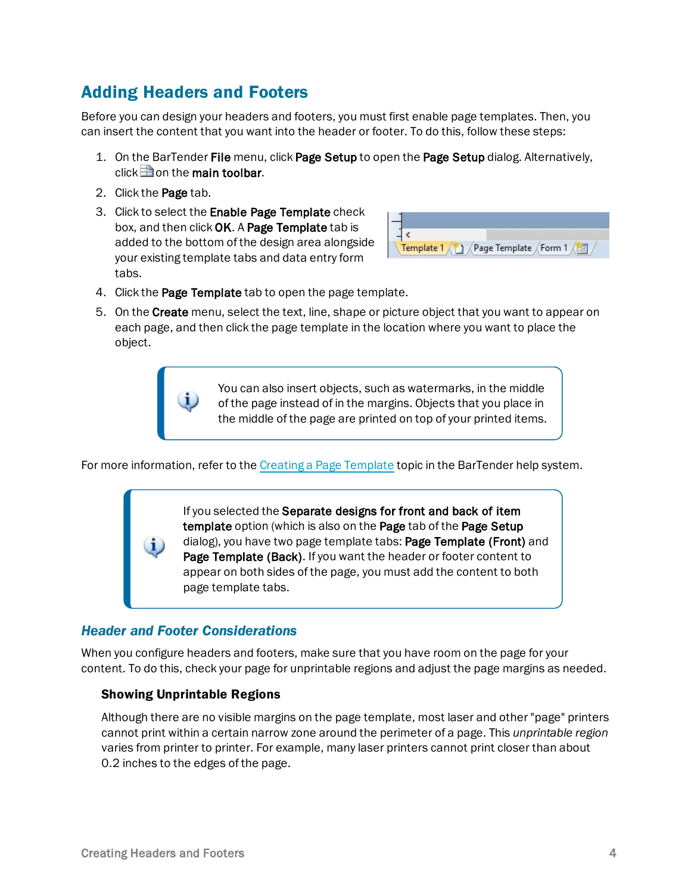## Adding Headers and Footers

Before you can design your headers and footers, you must first enable page templates. Then, you can insert the content that you want into the header or footer. To do this, follow these steps:

1. On the BarTender **File** menu, click **Page Setup** to open the **Page Setup** dialog. Alternatively, click on the **main toolbar**.
2. Click the **Page** tab.
3. Click to select the **Enable Page Template** check box, and then click **OK**. A **Page Template** tab is added to the bottom of the design area alongside your existing template tabs and data entry form tabs.
4. Click the **Page Template** tab to open the page template.
5. On the **Create** menu, select the text, line, shape or picture object that you want to appear on each page, and then click the page template in the location where you want to place the object.

> You can also insert objects, such as watermarks, in the middle of the page instead of in the margins. Objects that you place in the middle of the page are printed on top of your printed items.

For more information, refer to the Creating a Page Template topic in the BarTender help system.

> If you selected the **Separate designs for front and back of item template** option (which is also on the **Page** tab of the **Page Setup** dialog), you have two page template tabs: **Page Template (Front)** and **Page Template (Back)**. If you want the header or footer content to appear on both sides of the page, you must add the content to both page template tabs.

### *Header and Footer Considerations*

When you configure headers and footers, make sure that you have room on the page for your content. To do this, check your page for unprintable regions and adjust the page margins as needed.

#### Showing Unprintable Regions

Although there are no visible margins on the page template, most laser and other "page" printers cannot print within a certain narrow zone around the perimeter of a page. This *unprintable region* varies from printer to printer. For example, many laser printers cannot print closer than about 0.2 inches to the edges of the page.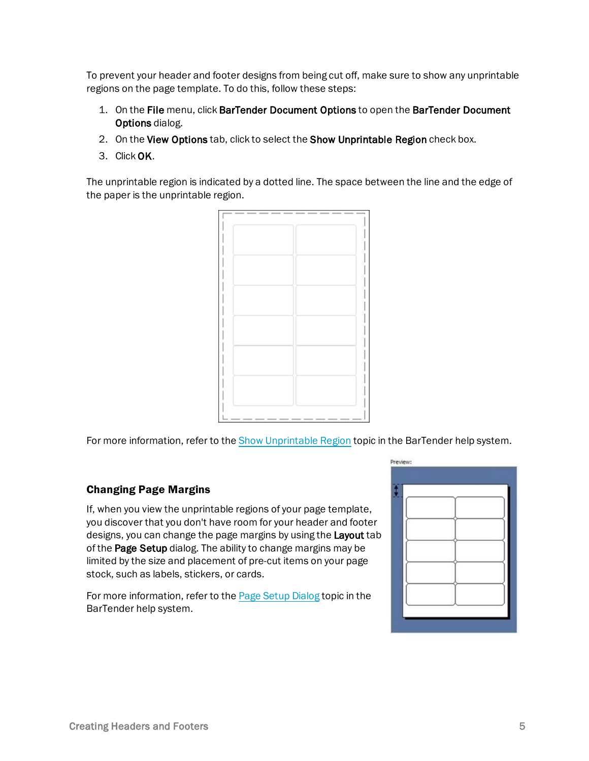To prevent your header and footer designs from being cut off, make sure to show any unprintable regions on the page template. To do this, follow these steps:

1. On the **File** menu, click **BarTender Document Options** to open the **BarTender Document Options** dialog.
2. On the **View Options** tab, click to select the **Show Unprintable Region** check box.
3. Click **OK**.

The unprintable region is indicated by a dotted line. The space between the line and the edge of the paper is the unprintable region.

For more information, refer to the Show Unprintable Region topic in the BarTender help system.

## Changing Page Margins

If, when you view the unprintable regions of your page template, you discover that you don't have room for your header and footer designs, you can change the page margins by using the **Layout** tab of the **Page Setup** dialog. The ability to change margins may be limited by the size and placement of pre-cut items on your page stock, such as labels, stickers, or cards.

For more information, refer to the Page Setup Dialog topic in the BarTender help system.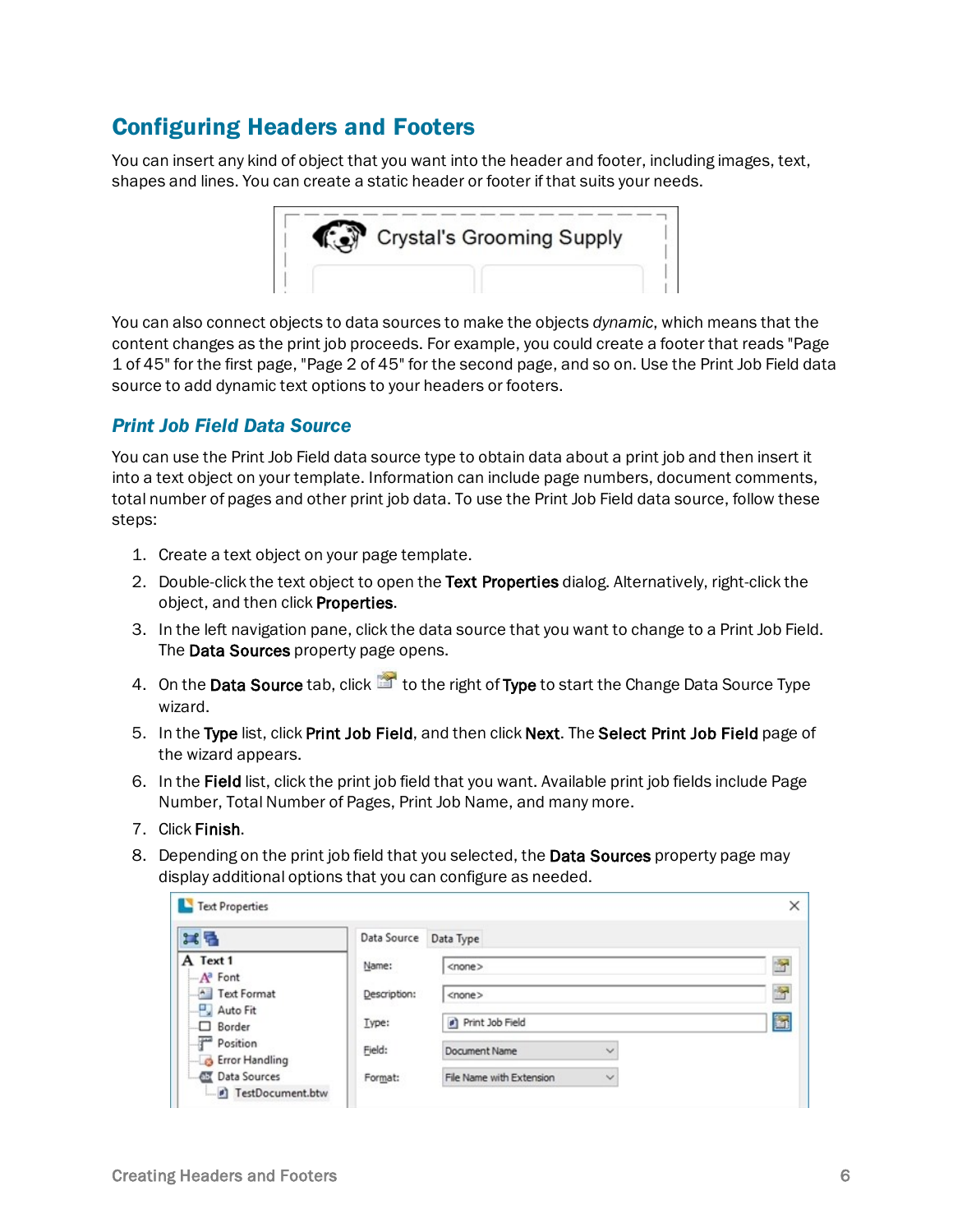# Configuring Headers and Footers

You can insert any kind of object that you want into the header and footer, including images, text, shapes and lines. You can create a static header or footer if that suits your needs.

You can also connect objects to data sources to make the objects *dynamic*, which means that the content changes as the print job proceeds. For example, you could create a footer that reads "Page 1 of 45" for the first page, "Page 2 of 45" for the second page, and so on. Use the Print Job Field data source to add dynamic text options to your headers or footers.

## *Print Job Field Data Source*

You can use the Print Job Field data source type to obtain data about a print job and then insert it into a text object on your template. Information can include page numbers, document comments, total number of pages and other print job data. To use the Print Job Field data source, follow these steps:

1. Create a text object on your page template.
2. Double-click the text object to open the **Text Properties** dialog. Alternatively, right-click the object, and then click **Properties**.
3. In the left navigation pane, click the data source that you want to change to a Print Job Field. The **Data Sources** property page opens.
4. On the **Data Source** tab, click the icon to the right of **Type** to start the Change Data Source Type wizard.
5. In the **Type** list, click **Print Job Field**, and then click **Next**. The **Select Print Job Field** page of the wizard appears.
6. In the **Field** list, click the print job field that you want. Available print job fields include Page Number, Total Number of Pages, Print Job Name, and many more.
7. Click **Finish**.
8. Depending on the print job field that you selected, the **Data Sources** property page may display additional options that you can configure as needed.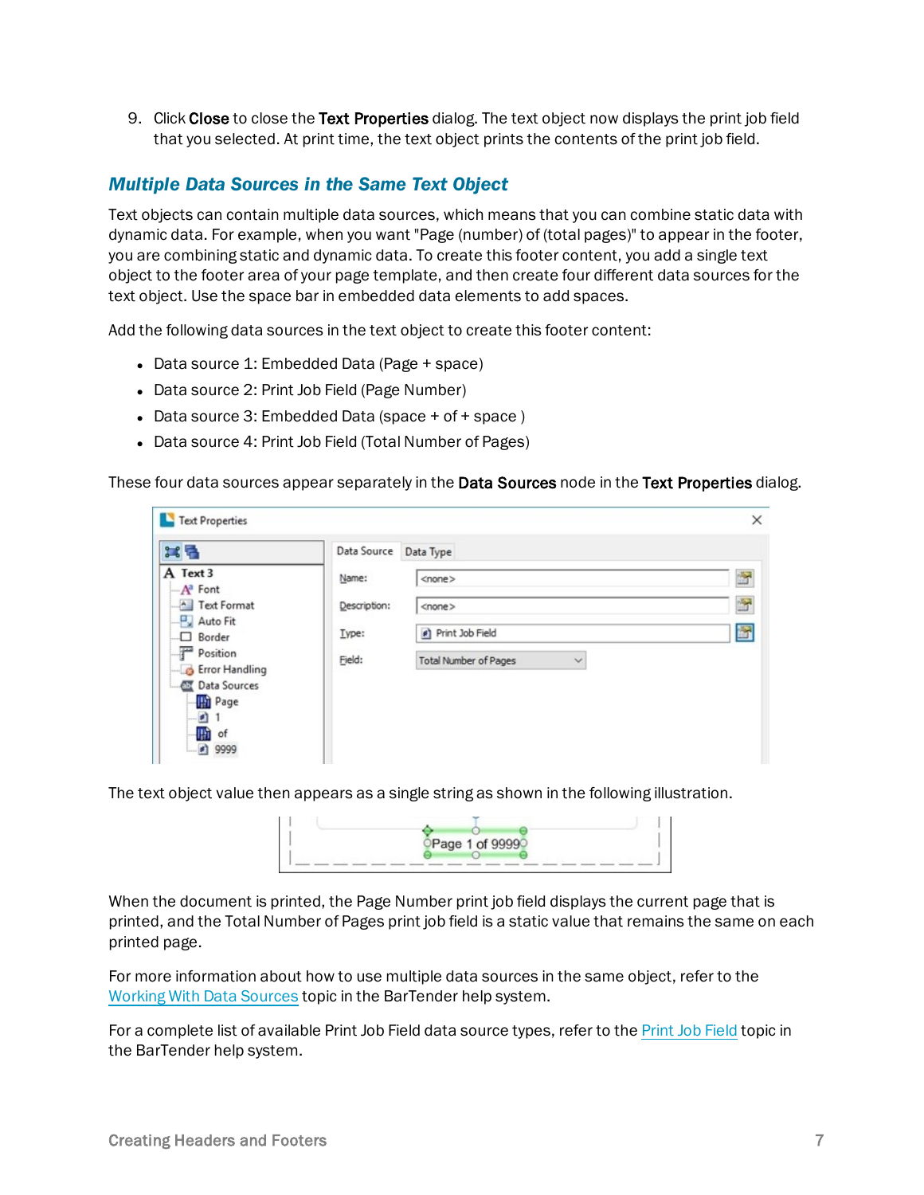9. Click **Close** to close the **Text Properties** dialog. The text object now displays the print job field that you selected. At print time, the text object prints the contents of the print job field.

### *Multiple Data Sources in the Same Text Object*

Text objects can contain multiple data sources, which means that you can combine static data with dynamic data. For example, when you want "Page (number) of (total pages)" to appear in the footer, you are combining static and dynamic data. To create this footer content, you add a single text object to the footer area of your page template, and then create four different data sources for the text object. Use the space bar in embedded data elements to add spaces.

Add the following data sources in the text object to create this footer content:

- Data source 1: Embedded Data (Page + space)
- Data source 2: Print Job Field (Page Number)
- Data source 3: Embedded Data (space + of + space )
- Data source 4: Print Job Field (Total Number of Pages)

These four data sources appear separately in the **Data Sources** node in the **Text Properties** dialog.

The text object value then appears as a single string as shown in the following illustration.

When the document is printed, the Page Number print job field displays the current page that is printed, and the Total Number of Pages print job field is a static value that remains the same on each printed page.

For more information about how to use multiple data sources in the same object, refer to the Working With Data Sources topic in the BarTender help system.

For a complete list of available Print Job Field data source types, refer to the Print Job Field topic in the BarTender help system.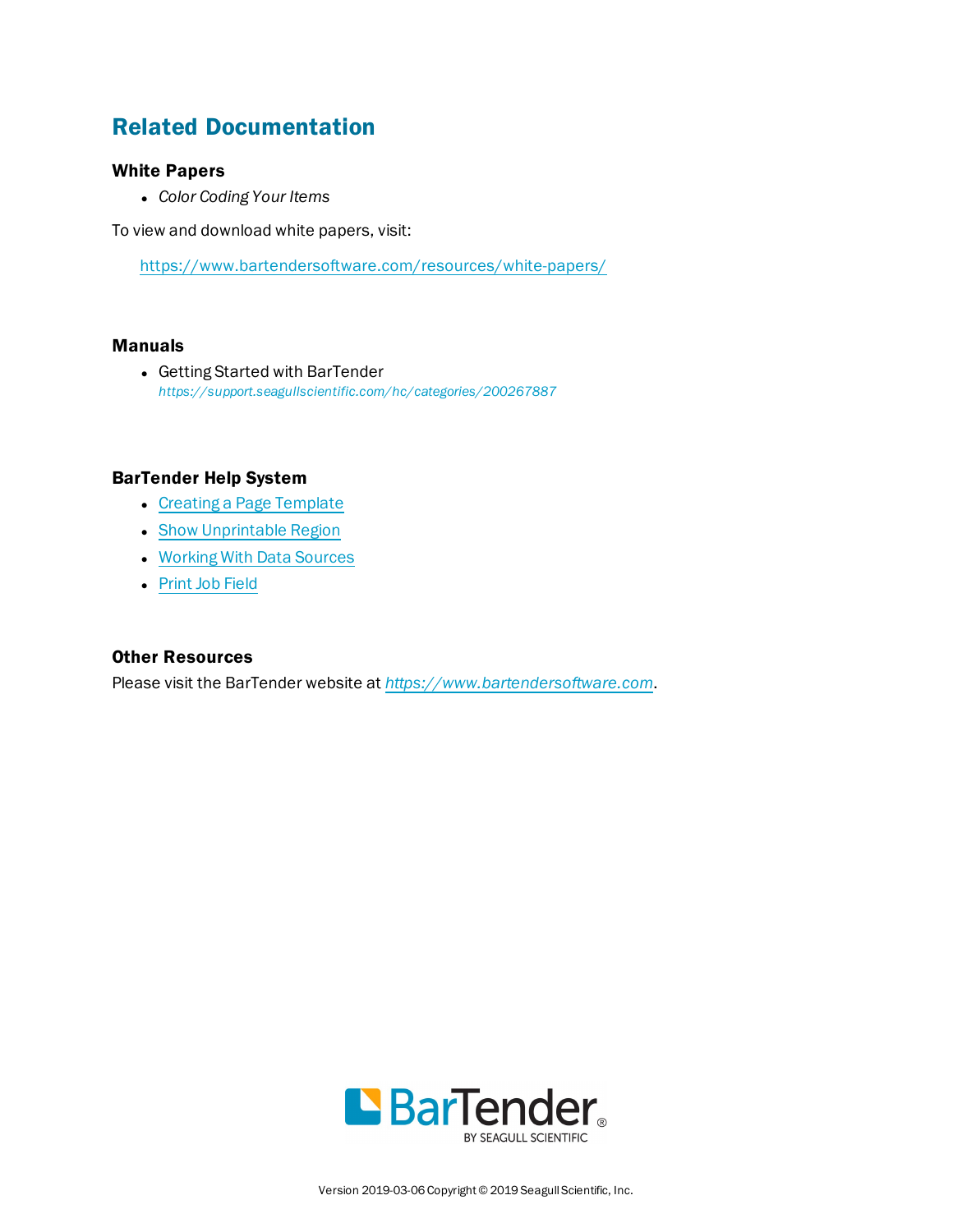## Related Documentation

### White Papers

- *Color Coding Your Items*

To view and download white papers, visit:

https://www.bartendersoftware.com/resources/white-papers/

### Manuals

- Getting Started with BarTender
  *https://support.seagullscientific.com/hc/categories/200267887*

### BarTender Help System

- Creating a Page Template
- Show Unprintable Region
- Working With Data Sources
- Print Job Field

### Other Resources

Please visit the BarTender website at *https://www.bartendersoftware.com*.

BarTender® BY SEAGULL SCIENTIFIC

Version 2019-03-06 Copyright © 2019 Seagull Scientific, Inc.